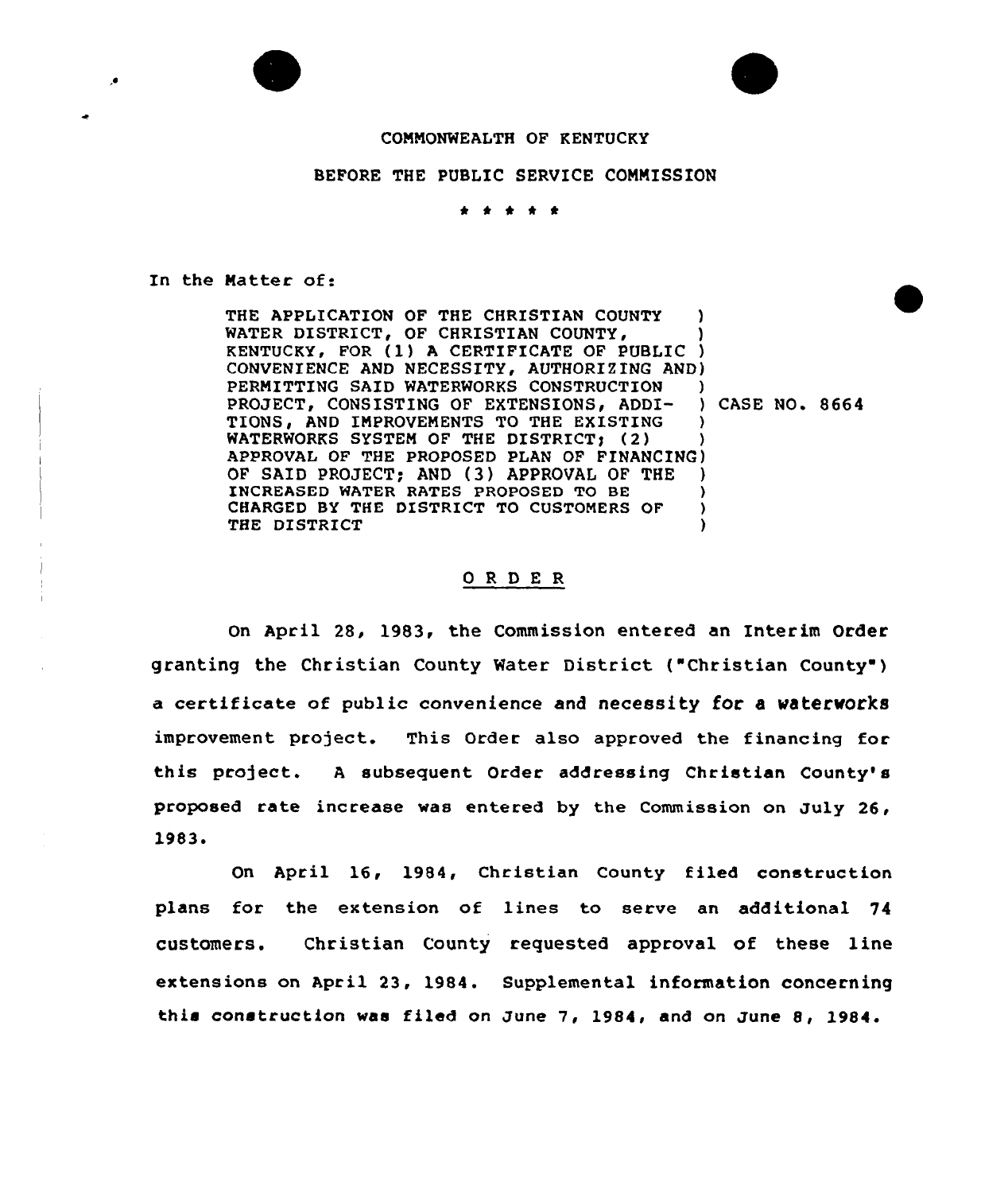COMMONWEALTH OF KENTUCKY

BEFORE THE PUBLIC SERVICE COMMISSION

\* \* \* \* \*

In the Matter of:

| | |
|---|---|
| THE APPLICATION OF THE CHRISTIAN COUNTY WATER DISTRICT, OF CHRISTIAN COUNTY, KENTUCKY, FOR (1) A CERTIFICATE OF PUBLIC CONVENIENCE AND NECESSITY, AUTHORIZING AND PERMITTING SAID WATERWORKS CONSTRUCTION PROJECT, CONSISTING OF EXTENSIONS, ADDITIONS, AND IMPROVEMENTS TO THE EXISTING WATERWORKS SYSTEM OF THE DISTRICT; (2) APPROVAL OF THE PROPOSED PLAN OF FINANCING OF SAID PROJECT; AND (3) APPROVAL OF THE INCREASED WATER RATES PROPOSED TO BE CHARGED BY THE DISTRICT TO CUSTOMERS OF THE DISTRICT | CASE NO. 8664 |

## O R D E R

On April 28, 1983, the Commission entered an Interim Order granting the Christian County Water District ("Christian County") a certificate of public convenience and necessity for a waterworks improvement project. This Order also approved the financing for this project. A subsequent Order addressing Christian County's proposed rate increase was entered by the Commission on July 26, 1983.

On April 16, 1984, Christian County filed construction plans for the extension of lines to serve an additional 74 customers. Christian County requested approval of these line extensions on April 23, 1984. Supplemental information concerning this construction was filed on June 7, 1984, and on June 8, 1984.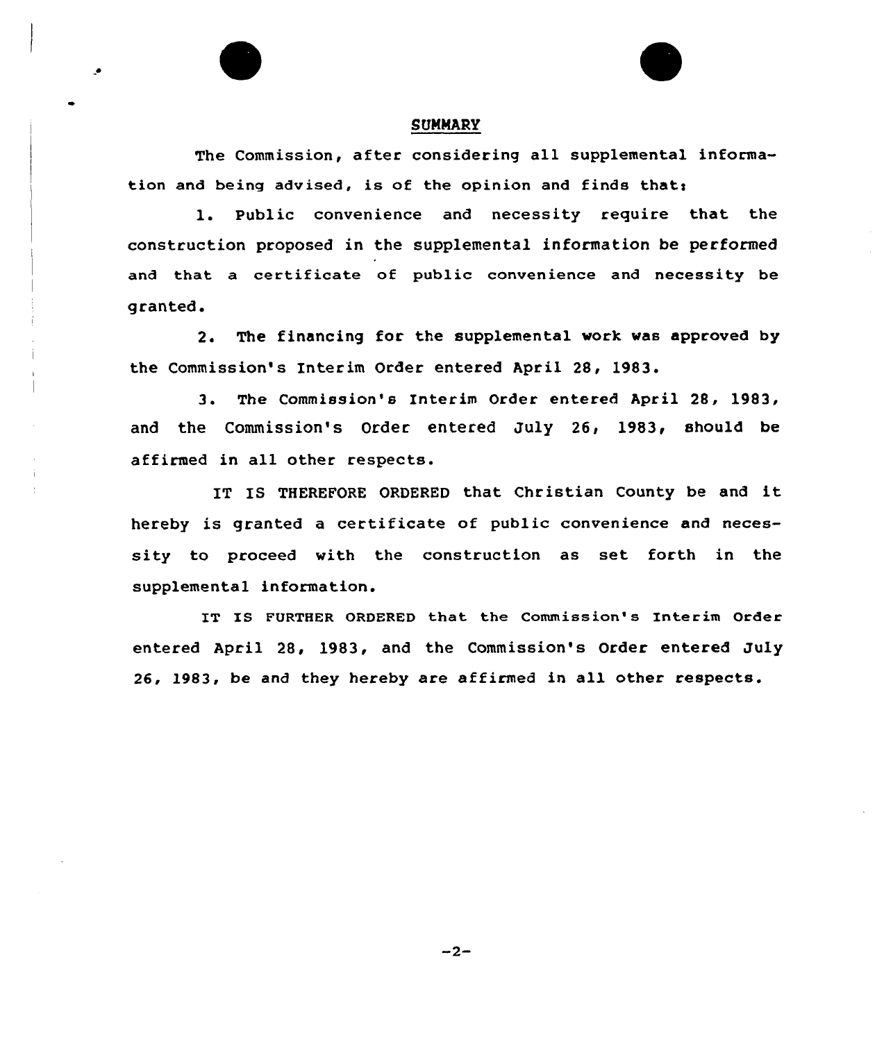## SUMMARY

The Commission, after considering all supplemental information and being advised, is of the opinion and finds that:

1. Public convenience and necessity require that the construction proposed in the supplemental information be performed and that a certificate of public convenience and necessity be granted.

2. The financing for the supplemental work was approved by the Commission's Interim Order entered April 28, 1983.

3. The Commission's Interim Order entered April 28, 1983, and the Commission's Order entered July 26, 1983, should be affirmed in all other respects.

IT IS THEREFORE ORDERED that Christian County be and it hereby is granted a certificate of public convenience and necessity to proceed with the construction as set forth in the supplemental information.

IT IS FURTHER ORDERED that the Commission's Interim Order entered April 28, 1983, and the Commission's Order entered July 26, 1983, be and they hereby are affirmed in all other respects.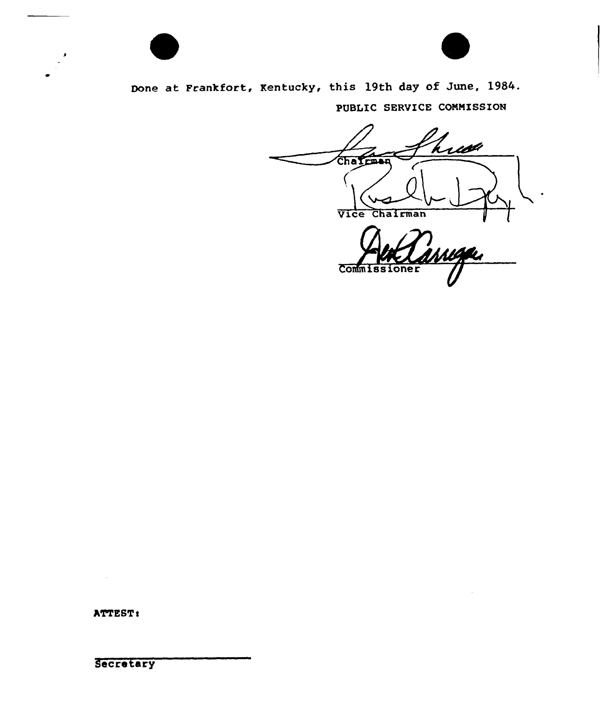Done at Frankfort, Kentucky, this 19th day of June, 1984.

PUBLIC SERVICE COMMISSION

Chairman

Vice Chairman

Commissioner

ATTEST:

Secretary